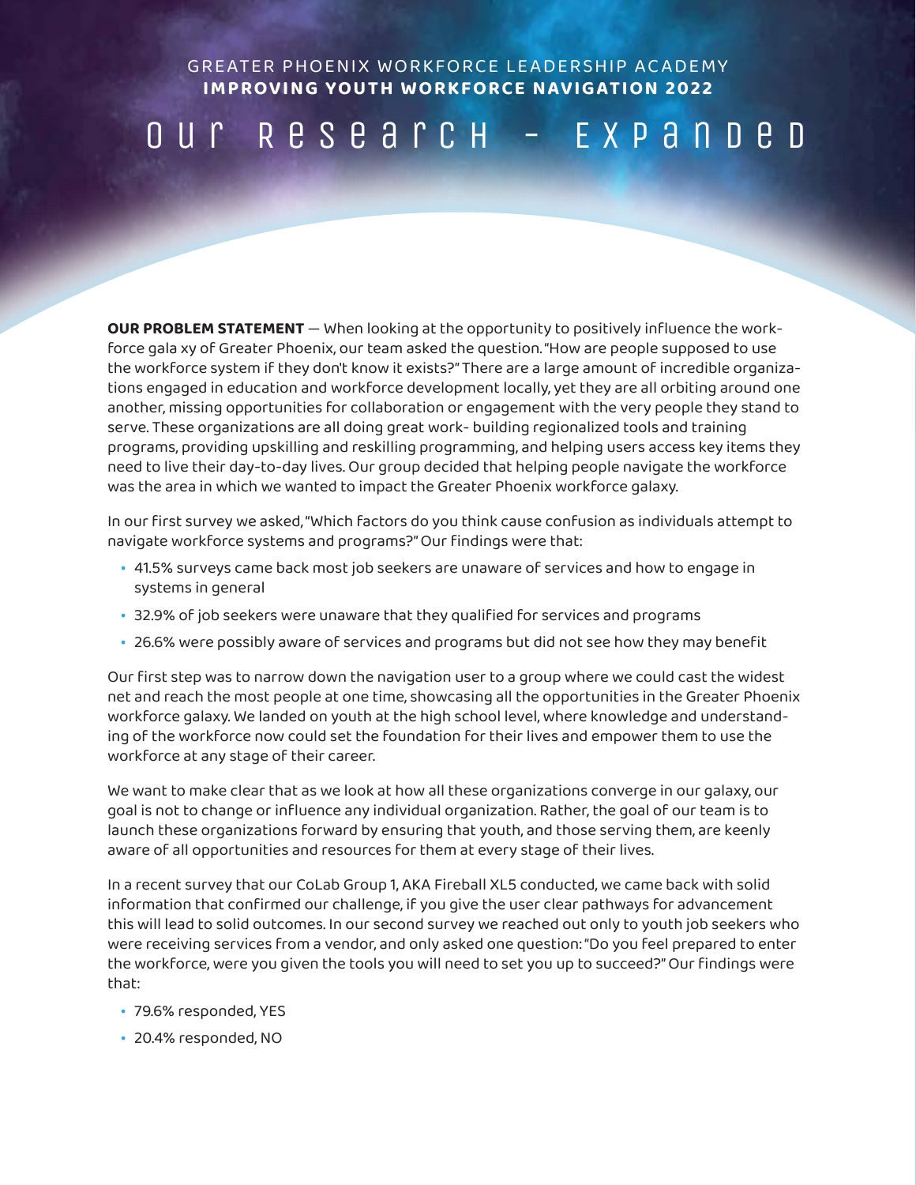GREATER PHOENIX WORKFORCE LEADERSHIP ACADEMY
**IMPROVING YOUTH WORKFORCE NAVIGATION 2022**

# Our Research – Expanded

**OUR PROBLEM STATEMENT** — When looking at the opportunity to positively influence the workforce gala xy of Greater Phoenix, our team asked the question. "How are people supposed to use the workforce system if they don't know it exists?" There are a large amount of incredible organizations engaged in education and workforce development locally, yet they are all orbiting around one another, missing opportunities for collaboration or engagement with the very people they stand to serve. These organizations are all doing great work- building regionalized tools and training programs, providing upskilling and reskilling programming, and helping users access key items they need to live their day-to-day lives. Our group decided that helping people navigate the workforce was the area in which we wanted to impact the Greater Phoenix workforce galaxy.

In our first survey we asked, "Which factors do you think cause confusion as individuals attempt to navigate workforce systems and programs?" Our findings were that:

- 41.5% surveys came back most job seekers are unaware of services and how to engage in systems in general
- 32.9% of job seekers were unaware that they qualified for services and programs
- 26.6% were possibly aware of services and programs but did not see how they may benefit

Our first step was to narrow down the navigation user to a group where we could cast the widest net and reach the most people at one time, showcasing all the opportunities in the Greater Phoenix workforce galaxy. We landed on youth at the high school level, where knowledge and understanding of the workforce now could set the foundation for their lives and empower them to use the workforce at any stage of their career.

We want to make clear that as we look at how all these organizations converge in our galaxy, our goal is not to change or influence any individual organization. Rather, the goal of our team is to launch these organizations forward by ensuring that youth, and those serving them, are keenly aware of all opportunities and resources for them at every stage of their lives.

In a recent survey that our CoLab Group 1, AKA Fireball XL5 conducted, we came back with solid information that confirmed our challenge, if you give the user clear pathways for advancement this will lead to solid outcomes. In our second survey we reached out only to youth job seekers who were receiving services from a vendor, and only asked one question: "Do you feel prepared to enter the workforce, were you given the tools you will need to set you up to succeed?" Our findings were that:

- 79.6% responded, YES
- 20.4% responded, NO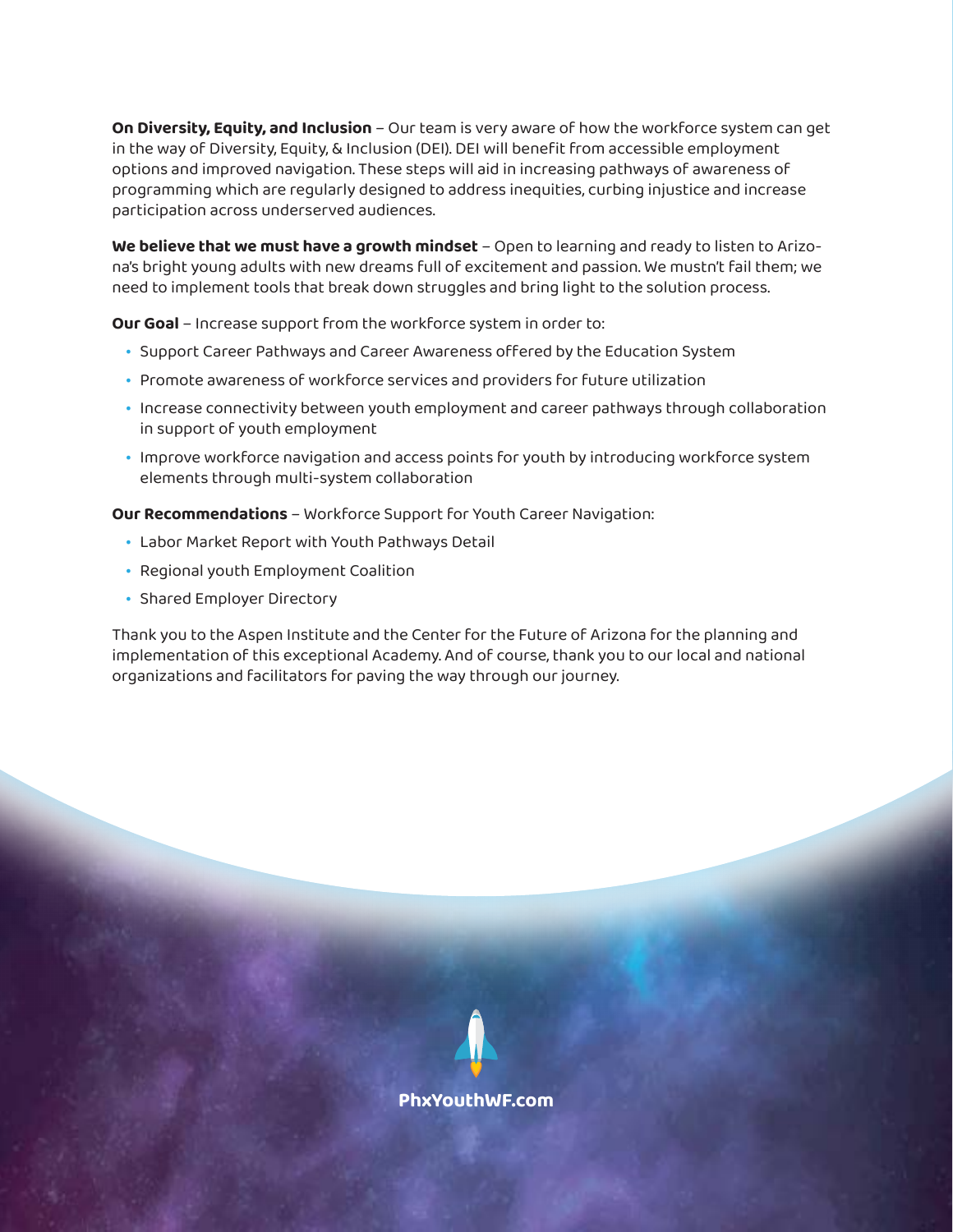**On Diversity, Equity, and Inclusion** – Our team is very aware of how the workforce system can get in the way of Diversity, Equity, & Inclusion (DEI). DEI will benefit from accessible employment options and improved navigation. These steps will aid in increasing pathways of awareness of programming which are regularly designed to address inequities, curbing injustice and increase participation across underserved audiences.

**We believe that we must have a growth mindset** – Open to learning and ready to listen to Arizona's bright young adults with new dreams full of excitement and passion. We mustn't fail them; we need to implement tools that break down struggles and bring light to the solution process.

**Our Goal** – Increase support from the workforce system in order to:

- Support Career Pathways and Career Awareness offered by the Education System
- Promote awareness of workforce services and providers for future utilization
- Increase connectivity between youth employment and career pathways through collaboration in support of youth employment
- Improve workforce navigation and access points for youth by introducing workforce system elements through multi-system collaboration

**Our Recommendations** – Workforce Support for Youth Career Navigation:

- Labor Market Report with Youth Pathways Detail
- Regional youth Employment Coalition
- Shared Employer Directory

Thank you to the Aspen Institute and the Center for the Future of Arizona for the planning and implementation of this exceptional Academy. And of course, thank you to our local and national organizations and facilitators for paving the way through our journey.

**PhxYouthWF.com**